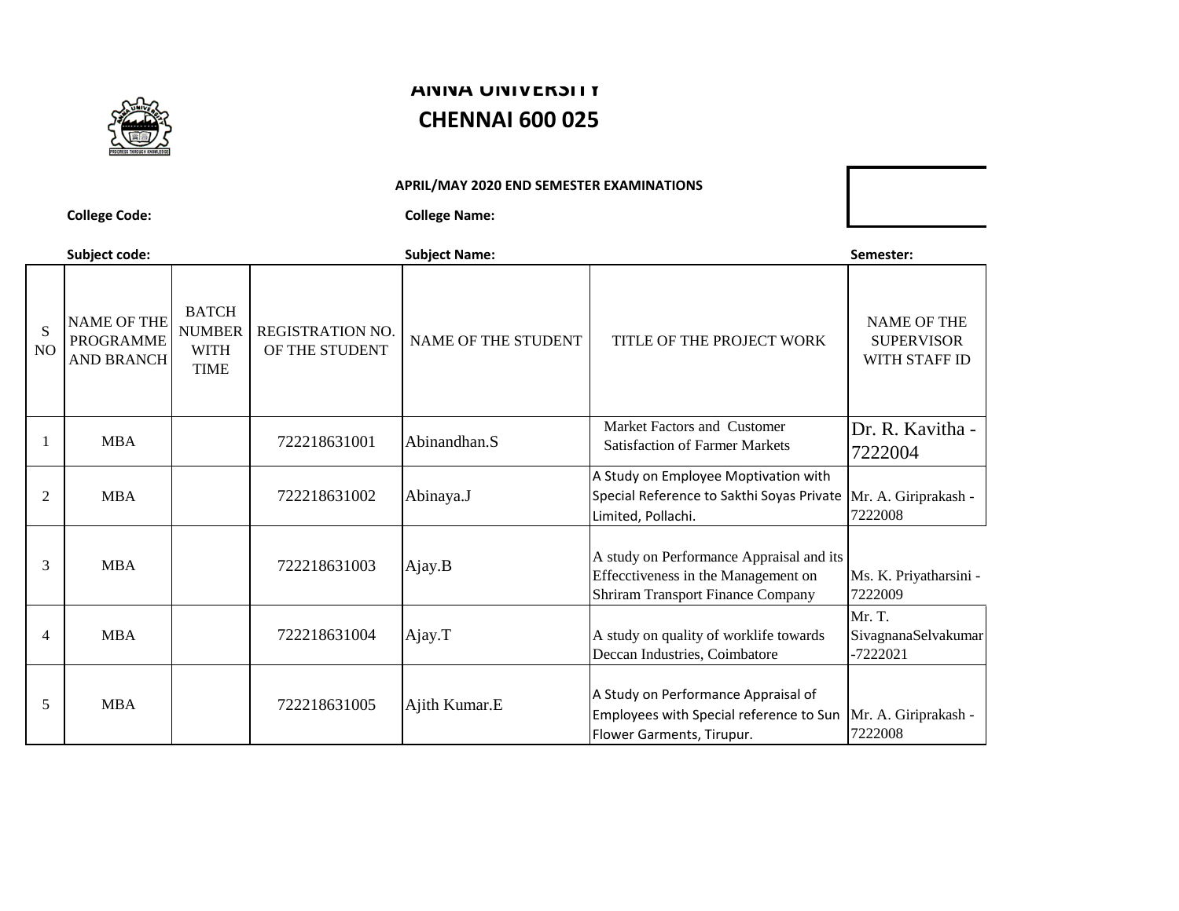# ANNA UNIVERSITY
# CHENNAI 600 025

**APRIL/MAY 2020 END SEMESTER EXAMINATIONS**

**College Code:** **College Name:**

**Subject code:** **Subject Name:** **Semester:**

| S NO | NAME OF THE PROGRAMME AND BRANCH | BATCH NUMBER WITH TIME | REGISTRATION NO. OF THE STUDENT | NAME OF THE STUDENT | TITLE OF THE PROJECT WORK | NAME OF THE SUPERVISOR WITH STAFF ID |
|---|---|---|---|---|---|---|
| 1 | MBA | | 722218631001 | Abinandhan.S | Market Factors and Customer Satisfaction of Farmer Markets | Dr. R. Kavitha - 7222004 |
| 2 | MBA | | 722218631002 | Abinaya.J | A Study on Employee Moptivation with Special Reference to Sakthi Soyas Private Limited, Pollachi. | Mr. A. Giriprakash - 7222008 |
| 3 | MBA | | 722218631003 | Ajay.B | A study on Performance Appraisal and its Effecctiveness in the Management on Shriram Transport Finance Company | Ms. K. Priyatharsini - 7222009 |
| 4 | MBA | | 722218631004 | Ajay.T | A study on quality of worklife towards Deccan Industries, Coimbatore | Mr. T. SivagnanaSelvakumar -7222021 |
| 5 | MBA | | 722218631005 | Ajith Kumar.E | A Study on Performance Appraisal of Employees with Special reference to Sun Flower Garments, Tirupur. | Mr. A. Giriprakash - 7222008 |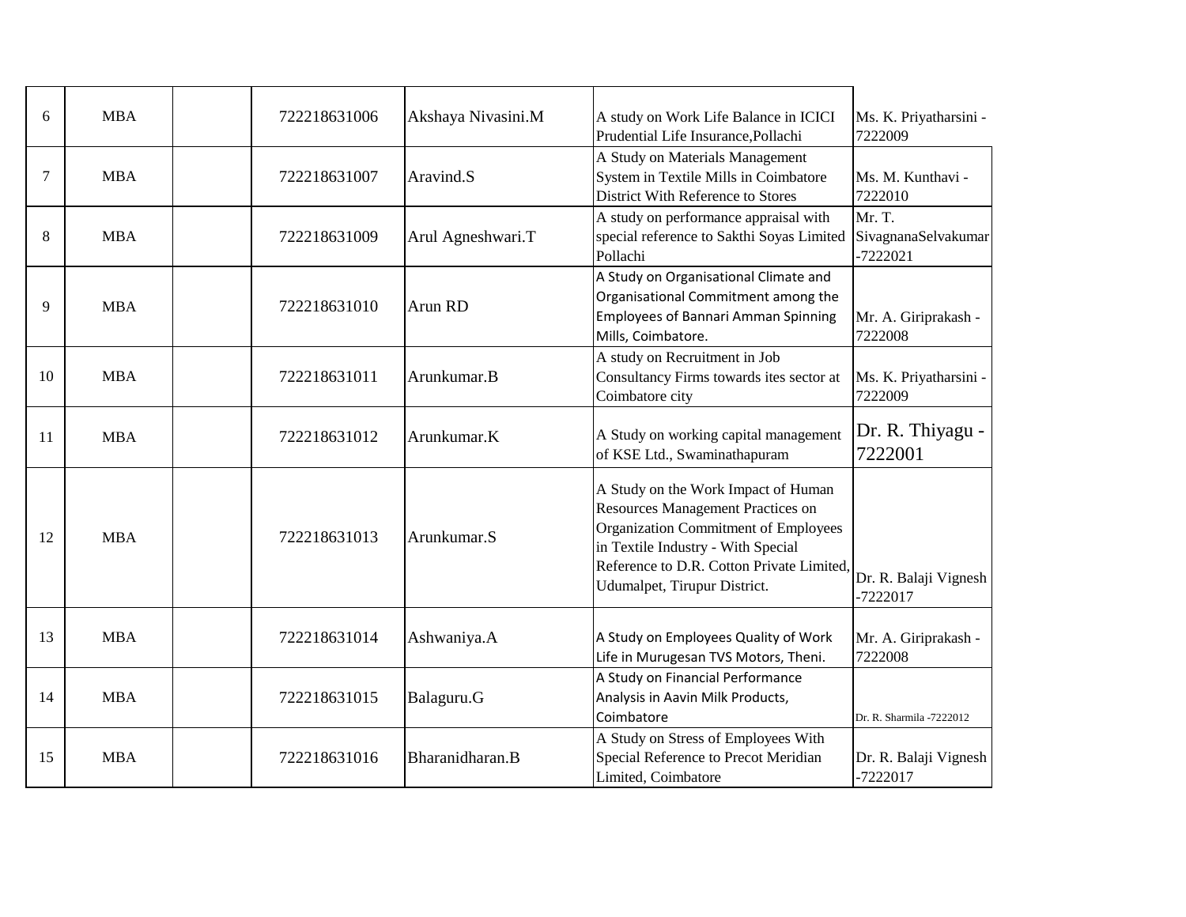| 6 | MBA | | 722218631006 | Akshaya Nivasini.M | A study on Work Life Balance in ICICI Prudential Life Insurance,Pollachi | Ms. K. Priyatharsini - 7222009 |
|---|---|---|---|---|---|---|
| 7 | MBA | | 722218631007 | Aravind.S | A Study on Materials Management System in Textile Mills in Coimbatore District With Reference to Stores | Ms. M. Kunthavi - 7222010 |
| 8 | MBA | | 722218631009 | Arul Agneshwari.T | A study on performance appraisal with special reference to Sakthi Soyas Limited Pollachi | Mr. T. SivagnanaSelvakumar -7222021 |
| 9 | MBA | | 722218631010 | Arun RD | A Study on Organisational Climate and Organisational Commitment among the Employees of Bannari Amman Spinning Mills, Coimbatore. | Mr. A. Giriprakash - 7222008 |
| 10 | MBA | | 722218631011 | Arunkumar.B | A study on Recruitment in Job Consultancy Firms towards ites sector at Coimbatore city | Ms. K. Priyatharsini - 7222009 |
| 11 | MBA | | 722218631012 | Arunkumar.K | A Study on working capital management of KSE Ltd., Swaminathapuram | Dr. R. Thiyagu - 7222001 |
| 12 | MBA | | 722218631013 | Arunkumar.S | A Study on the Work Impact of Human Resources Management Practices on Organization Commitment of Employees in Textile Industry - With Special Reference to D.R. Cotton Private Limited, Udumalpet, Tirupur District. | Dr. R. Balaji Vignesh -7222017 |
| 13 | MBA | | 722218631014 | Ashwaniya.A | A Study on Employees Quality of Work Life in Murugesan TVS Motors, Theni. | Mr. A. Giriprakash - 7222008 |
| 14 | MBA | | 722218631015 | Balaguru.G | A Study on Financial Performance Analysis in Aavin Milk Products, Coimbatore | Dr. R. Sharmila -7222012 |
| 15 | MBA | | 722218631016 | Bharanidharan.B | A Study on Stress of Employees With Special Reference to Precot Meridian Limited, Coimbatore | Dr. R. Balaji Vignesh -7222017 |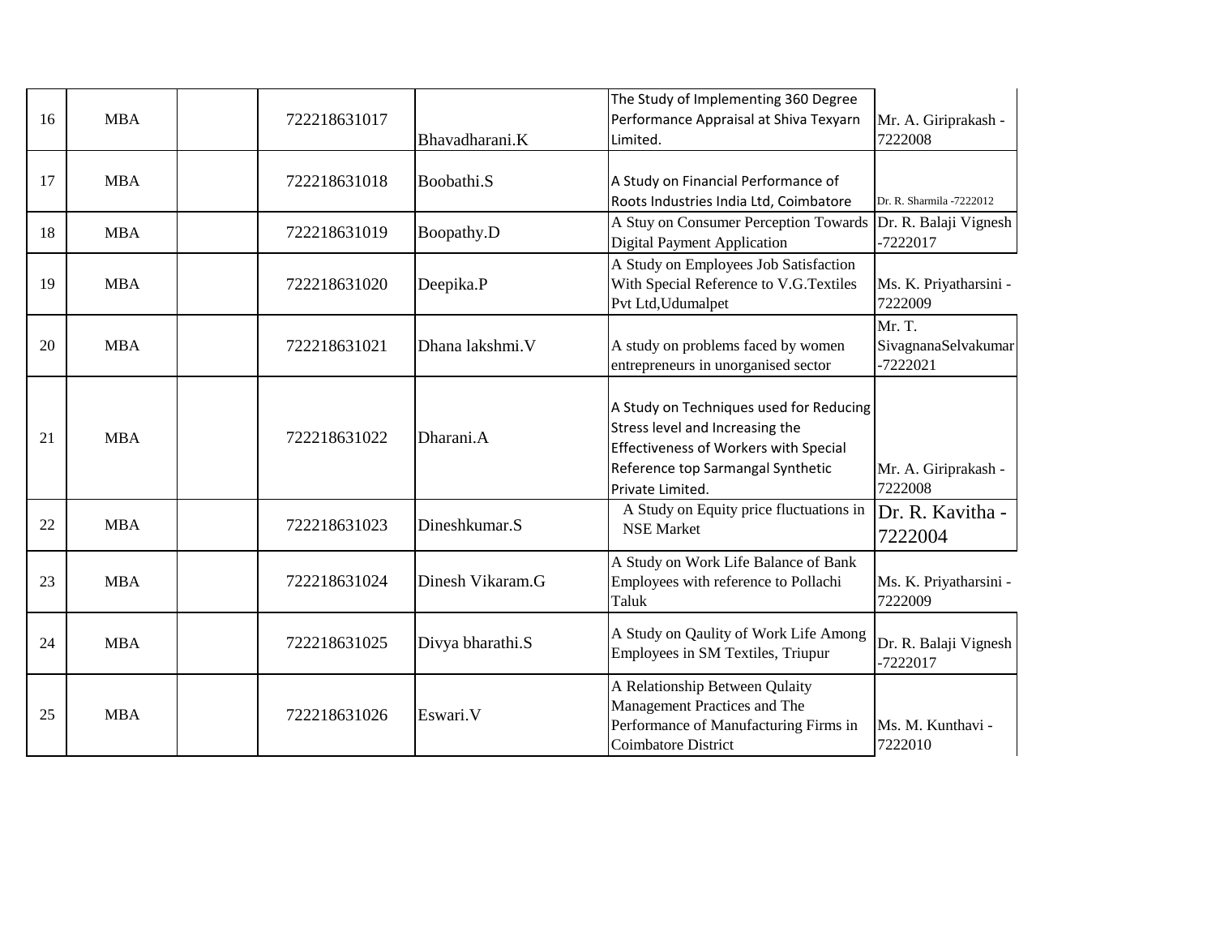| | | | | | | |
|---|---|---|---|---|---|---|
| 16 | MBA | | 722218631017 | Bhavadharani.K | The Study of Implementing 360 Degree Performance Appraisal at Shiva Texyarn Limited. | Mr. A. Giriprakash - 7222008 |
| 17 | MBA | | 722218631018 | Boobathi.S | A Study on Financial Performance of Roots Industries India Ltd, Coimbatore | Dr. R. Sharmila -7222012 |
| 18 | MBA | | 722218631019 | Boopathy.D | A Stuy on Consumer Perception Towards Digital Payment Application | Dr. R. Balaji Vignesh -7222017 |
| 19 | MBA | | 722218631020 | Deepika.P | A Study on Employees Job Satisfaction With Special Reference to V.G.Textiles Pvt Ltd,Udumalpet | Ms. K. Priyatharsini - 7222009 |
| 20 | MBA | | 722218631021 | Dhana lakshmi.V | A study on problems faced by women entrepreneurs in unorganised sector | Mr. T. SivagnanaSelvakumar -7222021 |
| 21 | MBA | | 722218631022 | Dharani.A | A Study on Techniques used for Reducing Stress level and Increasing the Effectiveness of Workers with Special Reference top Sarmangal Synthetic Private Limited. | Mr. A. Giriprakash - 7222008 |
| 22 | MBA | | 722218631023 | Dineshkumar.S | A Study on Equity price fluctuations in NSE Market | Dr. R. Kavitha - 7222004 |
| 23 | MBA | | 722218631024 | Dinesh Vikaram.G | A Study on Work Life Balance of Bank Employees with reference to Pollachi Taluk | Ms. K. Priyatharsini - 7222009 |
| 24 | MBA | | 722218631025 | Divya bharathi.S | A Study on Qaulity of Work Life Among Employees in SM Textiles, Triupur | Dr. R. Balaji Vignesh -7222017 |
| 25 | MBA | | 722218631026 | Eswari.V | A Relationship Between Qulaity Management Practices and The Performance of Manufacturing Firms in Coimbatore District | Ms. M. Kunthavi - 7222010 |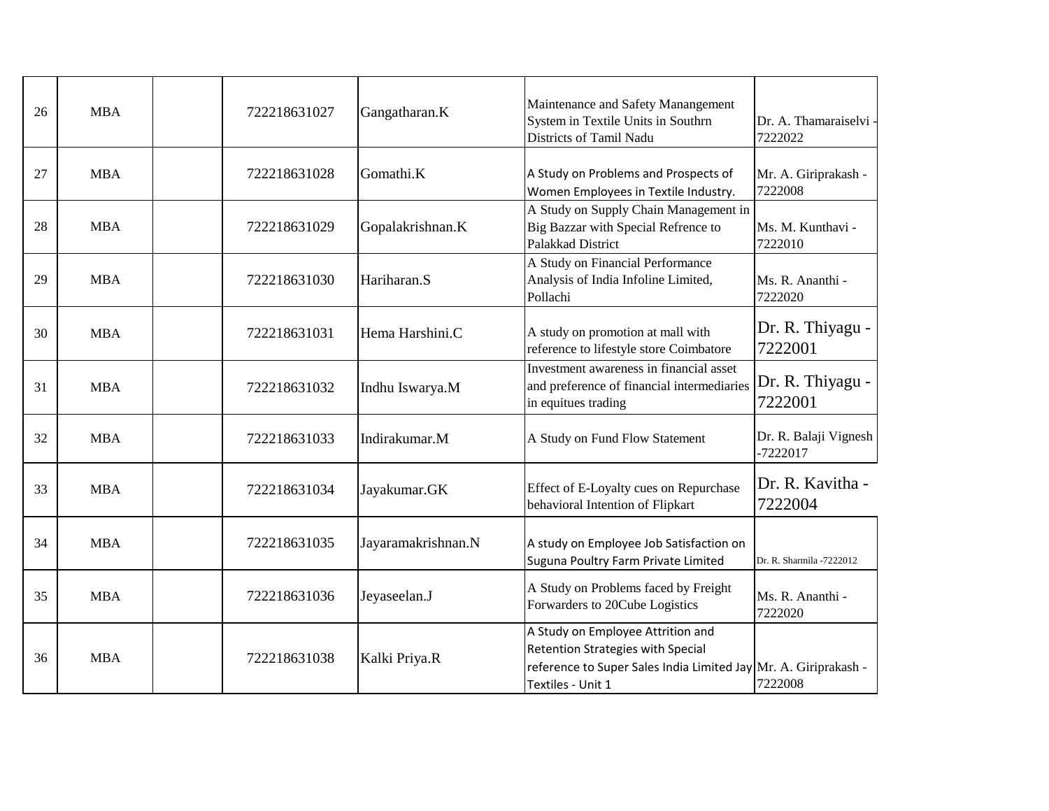| 26 | MBA | | 722218631027 | Gangatharan.K | Maintenance and Safety Manangement System in Textile Units in Southrn Districts of Tamil Nadu | Dr. A. Thamaraiselvi - 7222022 |
|---|---|---|---|---|---|---|
| 27 | MBA | | 722218631028 | Gomathi.K | A Study on Problems and Prospects of Women Employees in Textile Industry. | Mr. A. Giriprakash - 7222008 |
| 28 | MBA | | 722218631029 | Gopalakrishnan.K | A Study on Supply Chain Management in Big Bazzar with Special Refrence to Palakkad District | Ms. M. Kunthavi - 7222010 |
| 29 | MBA | | 722218631030 | Hariharan.S | A Study on Financial Performance Analysis of India Infoline Limited, Pollachi | Ms. R. Ananthi - 7222020 |
| 30 | MBA | | 722218631031 | Hema Harshini.C | A study on promotion at mall with reference to lifestyle store Coimbatore | Dr. R. Thiyagu - 7222001 |
| 31 | MBA | | 722218631032 | Indhu Iswarya.M | Investment awareness in financial asset and preference of financial intermediaries in equitues trading | Dr. R. Thiyagu - 7222001 |
| 32 | MBA | | 722218631033 | Indirakumar.M | A Study on Fund Flow Statement | Dr. R. Balaji Vignesh -7222017 |
| 33 | MBA | | 722218631034 | Jayakumar.GK | Effect of E-Loyalty cues on Repurchase behavioral Intention of Flipkart | Dr. R. Kavitha - 7222004 |
| 34 | MBA | | 722218631035 | Jayaramakrishnan.N | A study on Employee Job Satisfaction on Suguna Poultry Farm Private Limited | Dr. R. Sharmila -7222012 |
| 35 | MBA | | 722218631036 | Jeyaseelan.J | A Study on Problems faced by Freight Forwarders to 20Cube Logistics | Ms. R. Ananthi - 7222020 |
| 36 | MBA | | 722218631038 | Kalki Priya.R | A Study on Employee Attrition and Retention Strategies with Special reference to Super Sales India Limited Jay Textiles - Unit 1 | Mr. A. Giriprakash - 7222008 |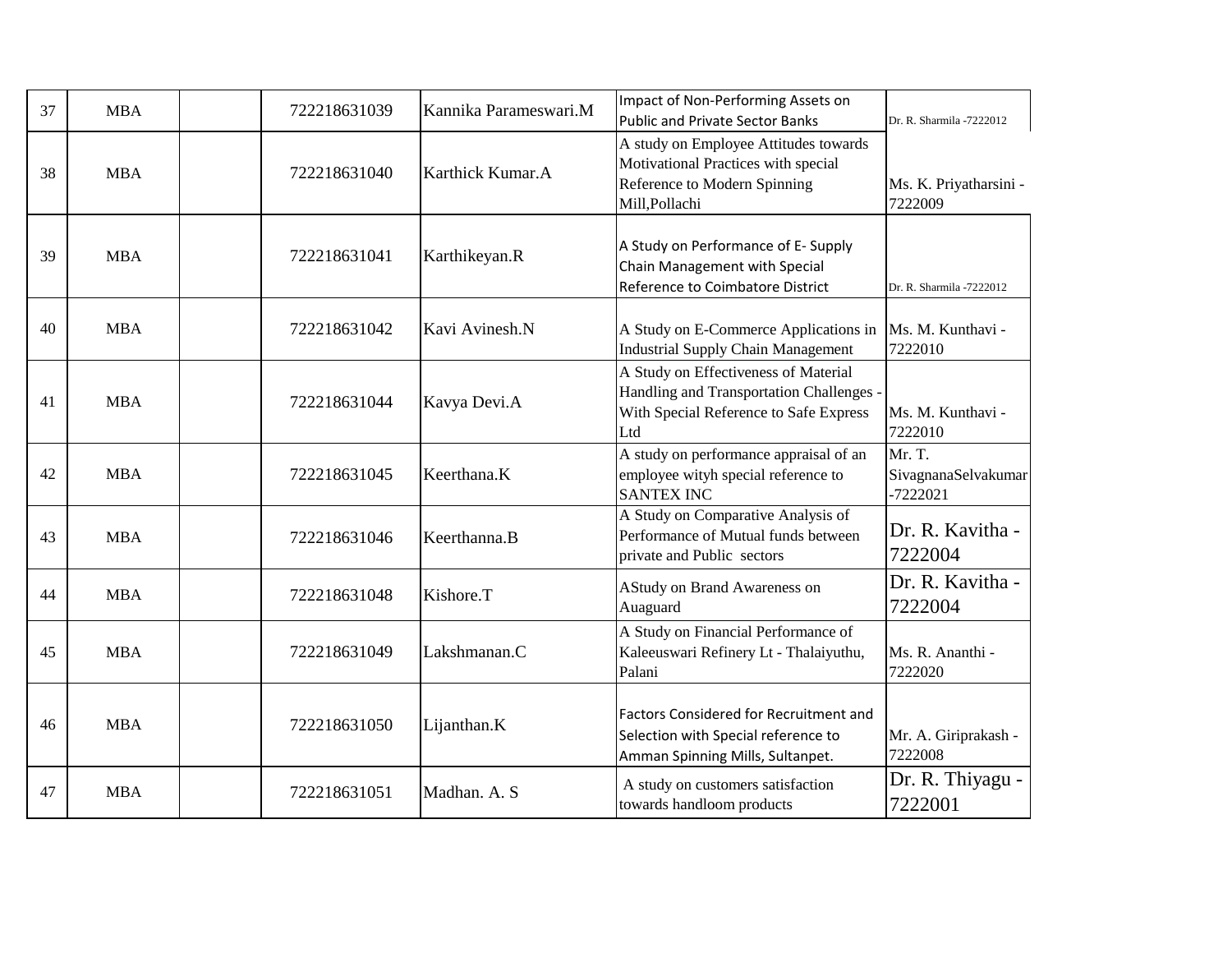| 37 | MBA | | 722218631039 | Kannika Parameswari.M | Impact of Non-Performing Assets on Public and Private Sector Banks | Dr. R. Sharmila -7222012 |
|---|---|---|---|---|---|---|
| 38 | MBA | | 722218631040 | Karthick Kumar.A | A study on Employee Attitudes towards Motivational Practices with special Reference to Modern Spinning Mill,Pollachi | Ms. K. Priyatharsini - 7222009 |
| 39 | MBA | | 722218631041 | Karthikeyan.R | A Study on Performance of E- Supply Chain Management with Special Reference to Coimbatore District | Dr. R. Sharmila -7222012 |
| 40 | MBA | | 722218631042 | Kavi Avinesh.N | A Study on E-Commerce Applications in Industrial Supply Chain Management | Ms. M. Kunthavi - 7222010 |
| 41 | MBA | | 722218631044 | Kavya Devi.A | A Study on Effectiveness of Material Handling and Transportation Challenges - With Special Reference to Safe Express Ltd | Ms. M. Kunthavi - 7222010 |
| 42 | MBA | | 722218631045 | Keerthana.K | A study on performance appraisal of an employee wityh special reference to SANTEX INC | Mr. T. SivagnanaSelvakumar -7222021 |
| 43 | MBA | | 722218631046 | Keerthanna.B | A Study on Comparative Analysis of Performance of Mutual funds between private and Public sectors | Dr. R. Kavitha - 7222004 |
| 44 | MBA | | 722218631048 | Kishore.T | AStudy on Brand Awareness on Auaguard | Dr. R. Kavitha - 7222004 |
| 45 | MBA | | 722218631049 | Lakshmanan.C | A Study on Financial Performance of Kaleeuswari Refinery Lt - Thalaiyuthu, Palani | Ms. R. Ananthi - 7222020 |
| 46 | MBA | | 722218631050 | Lijanthan.K | Factors Considered for Recruitment and Selection with Special reference to Amman Spinning Mills, Sultanpet. | Mr. A. Giriprakash - 7222008 |
| 47 | MBA | | 722218631051 | Madhan. A. S | A study on customers satisfaction towards handloom products | Dr. R. Thiyagu - 7222001 |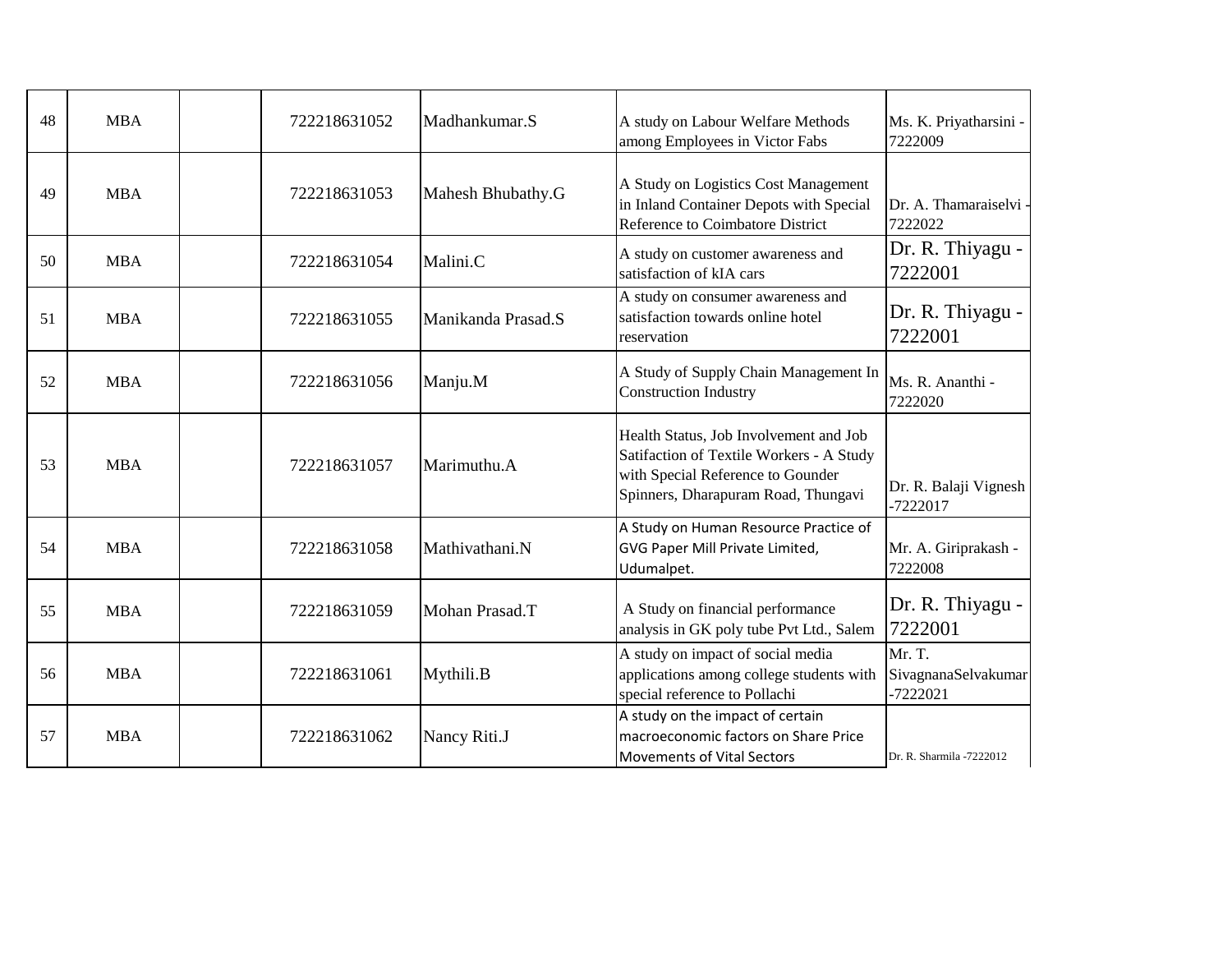| 48 | MBA | | 722218631052 | Madhankumar.S | A study on Labour Welfare Methods among Employees in Victor Fabs | Ms. K. Priyatharsini - 7222009 |
|---|---|---|---|---|---|---|
| 49 | MBA | | 722218631053 | Mahesh Bhubathy.G | A Study on Logistics Cost Management in Inland Container Depots with Special Reference to Coimbatore District | Dr. A. Thamaraiselvi - 7222022 |
| 50 | MBA | | 722218631054 | Malini.C | A study on customer awareness and satisfaction of kIA cars | Dr. R. Thiyagu - 7222001 |
| 51 | MBA | | 722218631055 | Manikanda Prasad.S | A study on consumer awareness and satisfaction towards online hotel reservation | Dr. R. Thiyagu - 7222001 |
| 52 | MBA | | 722218631056 | Manju.M | A Study of Supply Chain Management In Construction Industry | Ms. R. Ananthi - 7222020 |
| 53 | MBA | | 722218631057 | Marimuthu.A | Health Status, Job Involvement and Job Satifaction of Textile Workers - A Study with Special Reference to Gounder Spinners, Dharapuram Road, Thungavi | Dr. R. Balaji Vignesh -7222017 |
| 54 | MBA | | 722218631058 | Mathivathani.N | A Study on Human Resource Practice of GVG Paper Mill Private Limited, Udumalpet. | Mr. A. Giriprakash - 7222008 |
| 55 | MBA | | 722218631059 | Mohan Prasad.T | A Study on financial performance analysis in GK poly tube Pvt Ltd., Salem | Dr. R. Thiyagu - 7222001 |
| 56 | MBA | | 722218631061 | Mythili.B | A study on impact of social media applications among college students with special reference to Pollachi | Mr. T. SivagnanaSelvakumar -7222021 |
| 57 | MBA | | 722218631062 | Nancy Riti.J | A study on the impact of certain macroeconomic factors on Share Price Movements of Vital Sectors | Dr. R. Sharmila -7222012 |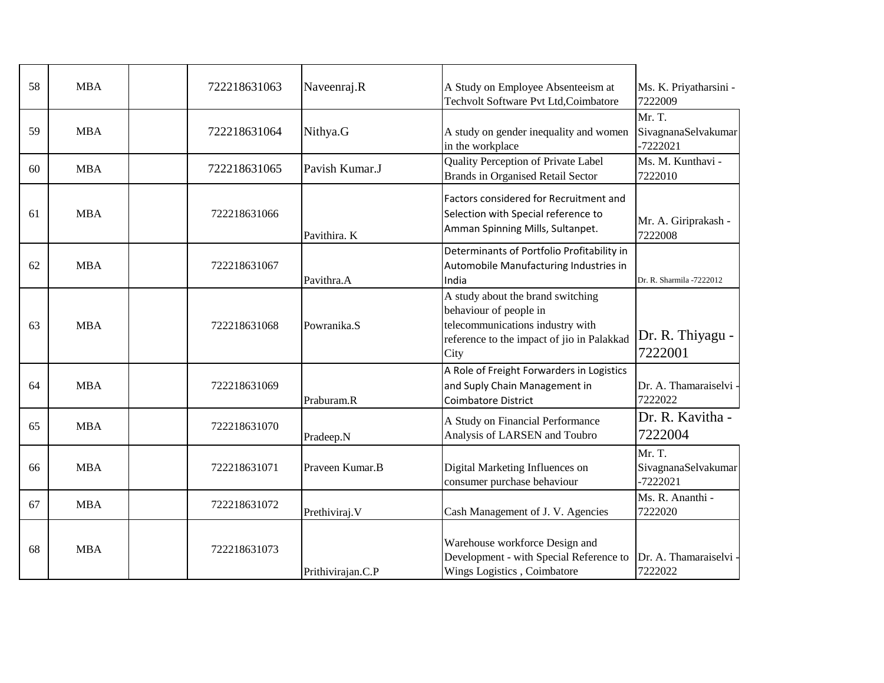| | | | | | | |
|---|---|---|---|---|---|---|
| 58 | MBA | | 722218631063 | Naveenraj.R | A Study on Employee Absenteeism at Techvolt Software Pvt Ltd,Coimbatore | Ms. K. Priyatharsini - 7222009 |
| 59 | MBA | | 722218631064 | Nithya.G | A study on gender inequality and women in the workplace | Mr. T. SivagnanaSelvakumar -7222021 |
| 60 | MBA | | 722218631065 | Pavish Kumar.J | Quality Perception of Private Label Brands in Organised Retail Sector | Ms. M. Kunthavi - 7222010 |
| 61 | MBA | | 722218631066 | Pavithira. K | Factors considered for Recruitment and Selection with Special reference to Amman Spinning Mills, Sultanpet. | Mr. A. Giriprakash - 7222008 |
| 62 | MBA | | 722218631067 | Pavithra.A | Determinants of Portfolio Profitability in Automobile Manufacturing Industries in India | Dr. R. Sharmila -7222012 |
| 63 | MBA | | 722218631068 | Powranika.S | A study about the brand switching behaviour of people in telecommunications industry with reference to the impact of jio in Palakkad City | Dr. R. Thiyagu - 7222001 |
| 64 | MBA | | 722218631069 | Praburam.R | A Role of Freight Forwarders in Logistics and Suply Chain Management in Coimbatore District | Dr. A. Thamaraiselvi - 7222022 |
| 65 | MBA | | 722218631070 | Pradeep.N | A Study on Financial Performance Analysis of LARSEN and Toubro | Dr. R. Kavitha - 7222004 |
| 66 | MBA | | 722218631071 | Praveen Kumar.B | Digital Marketing Influences on consumer purchase behaviour | Mr. T. SivagnanaSelvakumar -7222021 |
| 67 | MBA | | 722218631072 | Prethiviraj.V | Cash Management of J. V. Agencies | Ms. R. Ananthi - 7222020 |
| 68 | MBA | | 722218631073 | Prithivirajan.C.P | Warehouse workforce Design and Development - with Special Reference to Wings Logistics , Coimbatore | Dr. A. Thamaraiselvi - 7222022 |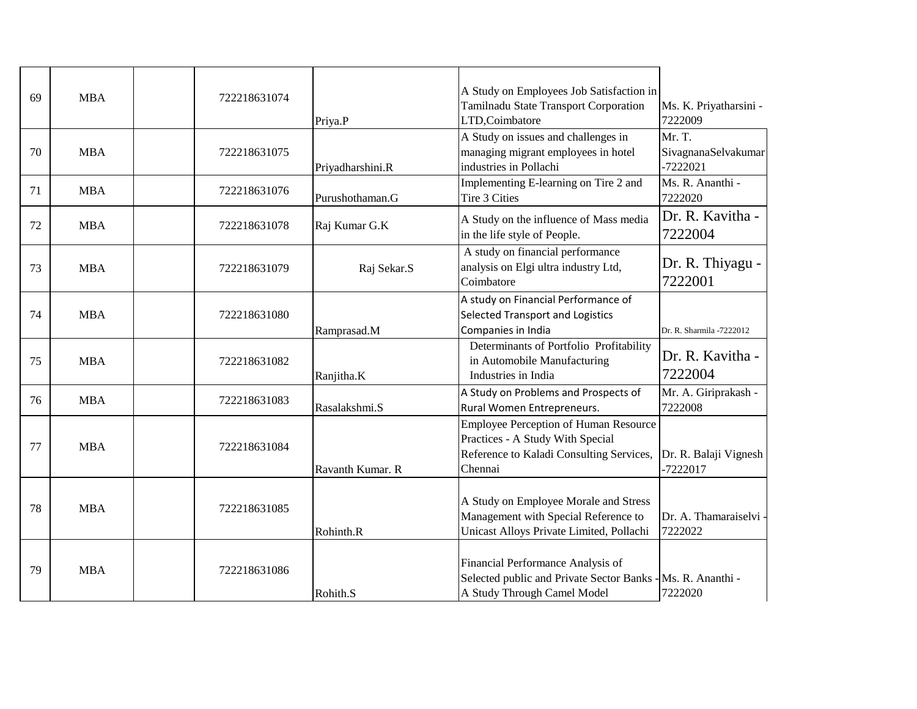| | | | | | | |
|---|---|---|---|---|---|---|
| 69 | MBA | | 722218631074 | Priya.P | A Study on Employees Job Satisfaction in Tamilnadu State Transport Corporation LTD,Coimbatore | Ms. K. Priyatharsini - 7222009 |
| 70 | MBA | | 722218631075 | Priyadharshini.R | A Study on issues and challenges in managing migrant employees in hotel industries in Pollachi | Mr. T. SivagnanaSelvakumar -7222021 |
| 71 | MBA | | 722218631076 | Purushothaman.G | Implementing E-learning on Tire 2 and Tire 3 Cities | Ms. R. Ananthi - 7222020 |
| 72 | MBA | | 722218631078 | Raj Kumar G.K | A Study on the influence of Mass media in the life style of People. | Dr. R. Kavitha - 7222004 |
| 73 | MBA | | 722218631079 | Raj Sekar.S | A study on financial performance analysis on Elgi ultra industry Ltd, Coimbatore | Dr. R. Thiyagu - 7222001 |
| 74 | MBA | | 722218631080 | Ramprasad.M | A study on Financial Performance of Selected Transport and Logistics Companies in India | Dr. R. Sharmila -7222012 |
| 75 | MBA | | 722218631082 | Ranjitha.K | Determinants of Portfolio Profitability in Automobile Manufacturing Industries in India | Dr. R. Kavitha - 7222004 |
| 76 | MBA | | 722218631083 | Rasalakshmi.S | A Study on Problems and Prospects of Rural Women Entrepreneurs. | Mr. A. Giriprakash - 7222008 |
| 77 | MBA | | 722218631084 | Ravanth Kumar. R | Employee Perception of Human Resource Practices - A Study With Special Reference to Kaladi Consulting Services, Chennai | Dr. R. Balaji Vignesh -7222017 |
| 78 | MBA | | 722218631085 | Rohinth.R | A Study on Employee Morale and Stress Management with Special Reference to Unicast Alloys Private Limited, Pollachi | Dr. A. Thamaraiselvi - 7222022 |
| 79 | MBA | | 722218631086 | Rohith.S | Financial Performance Analysis of Selected public and Private Sector Banks - A Study Through Camel Model | Ms. R. Ananthi - 7222020 |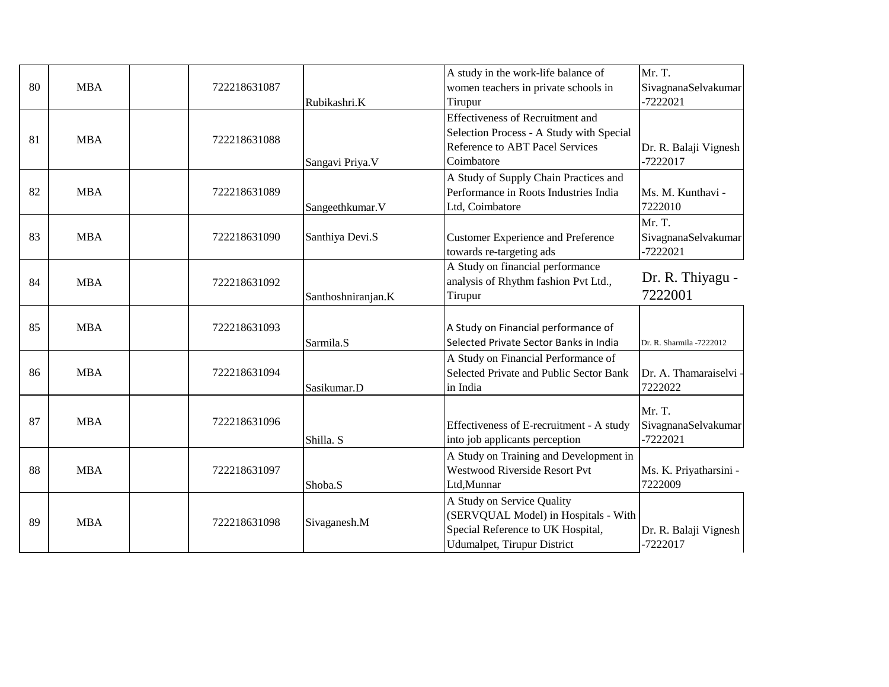| 80 | MBA | | 722218631087 | Rubikashri.K | A study in the work-life balance of women teachers in private schools in Tirupur | Mr. T. SivagnanaSelvakumar -7222021 |
|---|---|---|---|---|---|---|
| 81 | MBA | | 722218631088 | Sangavi Priya.V | Effectiveness of Recruitment and Selection Process - A Study with Special Reference to ABT Pacel Services Coimbatore | Dr. R. Balaji Vignesh -7222017 |
| 82 | MBA | | 722218631089 | Sangeethkumar.V | A Study of Supply Chain Practices and Performance in Roots Industries India Ltd, Coimbatore | Ms. M. Kunthavi - 7222010 |
| 83 | MBA | | 722218631090 | Santhiya Devi.S | Customer Experience and Preference towards re-targeting ads | Mr. T. SivagnanaSelvakumar -7222021 |
| 84 | MBA | | 722218631092 | Santhoshniranjan.K | A Study on financial performance analysis of Rhythm fashion Pvt Ltd., Tirupur | Dr. R. Thiyagu - 7222001 |
| 85 | MBA | | 722218631093 | Sarmila.S | A Study on Financial performance of Selected Private Sector Banks in India | Dr. R. Sharmila -7222012 |
| 86 | MBA | | 722218631094 | Sasikumar.D | A Study on Financial Performance of Selected Private and Public Sector Bank in India | Dr. A. Thamaraiselvi - 7222022 |
| 87 | MBA | | 722218631096 | Shilla. S | Effectiveness of E-recruitment - A study into job applicants perception | Mr. T. SivagnanaSelvakumar -7222021 |
| 88 | MBA | | 722218631097 | Shoba.S | A Study on Training and Development in Westwood Riverside Resort Pvt Ltd,Munnar | Ms. K. Priyatharsini - 7222009 |
| 89 | MBA | | 722218631098 | Sivaganesh.M | A Study on Service Quality (SERVQUAL Model) in Hospitals - With Special Reference to UK Hospital, Udumalpet, Tirupur District | Dr. R. Balaji Vignesh -7222017 |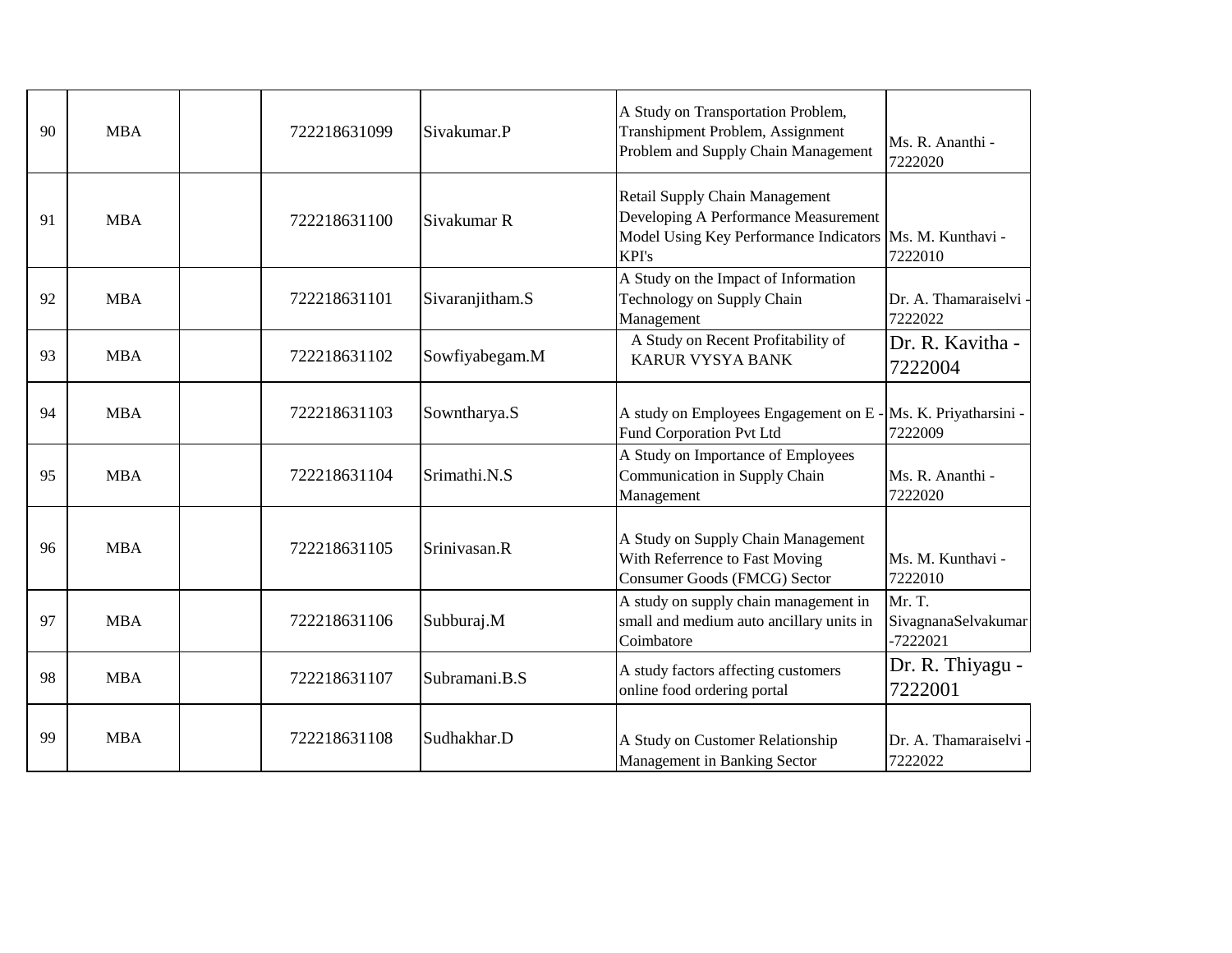| | | | | | | |
|---|---|---|---|---|---|---|
| 90 | MBA | | 722218631099 | Sivakumar.P | A Study on Transportation Problem, Transhipment Problem, Assignment Problem and Supply Chain Management | Ms. R. Ananthi - 7222020 |
| 91 | MBA | | 722218631100 | Sivakumar R | Retail Supply Chain Management Developing A Performance Measurement Model Using Key Performance Indicators KPI's | Ms. M. Kunthavi - 7222010 |
| 92 | MBA | | 722218631101 | Sivaranjitham.S | A Study on the Impact of Information Technology on Supply Chain Management | Dr. A. Thamaraiselvi - 7222022 |
| 93 | MBA | | 722218631102 | Sowfiyabegam.M | A Study on Recent Profitability of KARUR VYSYA BANK | Dr. R. Kavitha - 7222004 |
| 94 | MBA | | 722218631103 | Sowntharya.S | A study on Employees Engagement on E - Fund Corporation Pvt Ltd | Ms. K. Priyatharsini - 7222009 |
| 95 | MBA | | 722218631104 | Srimathi.N.S | A Study on Importance of Employees Communication in Supply Chain Management | Ms. R. Ananthi - 7222020 |
| 96 | MBA | | 722218631105 | Srinivasan.R | A Study on Supply Chain Management With Referrence to Fast Moving Consumer Goods (FMCG) Sector | Ms. M. Kunthavi - 7222010 |
| 97 | MBA | | 722218631106 | Subburaj.M | A study on supply chain management in small and medium auto ancillary units in Coimbatore | Mr. T. SivagnanaSelvakumar -7222021 |
| 98 | MBA | | 722218631107 | Subramani.B.S | A study factors affecting customers online food ordering portal | Dr. R. Thiyagu - 7222001 |
| 99 | MBA | | 722218631108 | Sudhakhar.D | A Study on Customer Relationship Management in Banking Sector | Dr. A. Thamaraiselvi - 7222022 |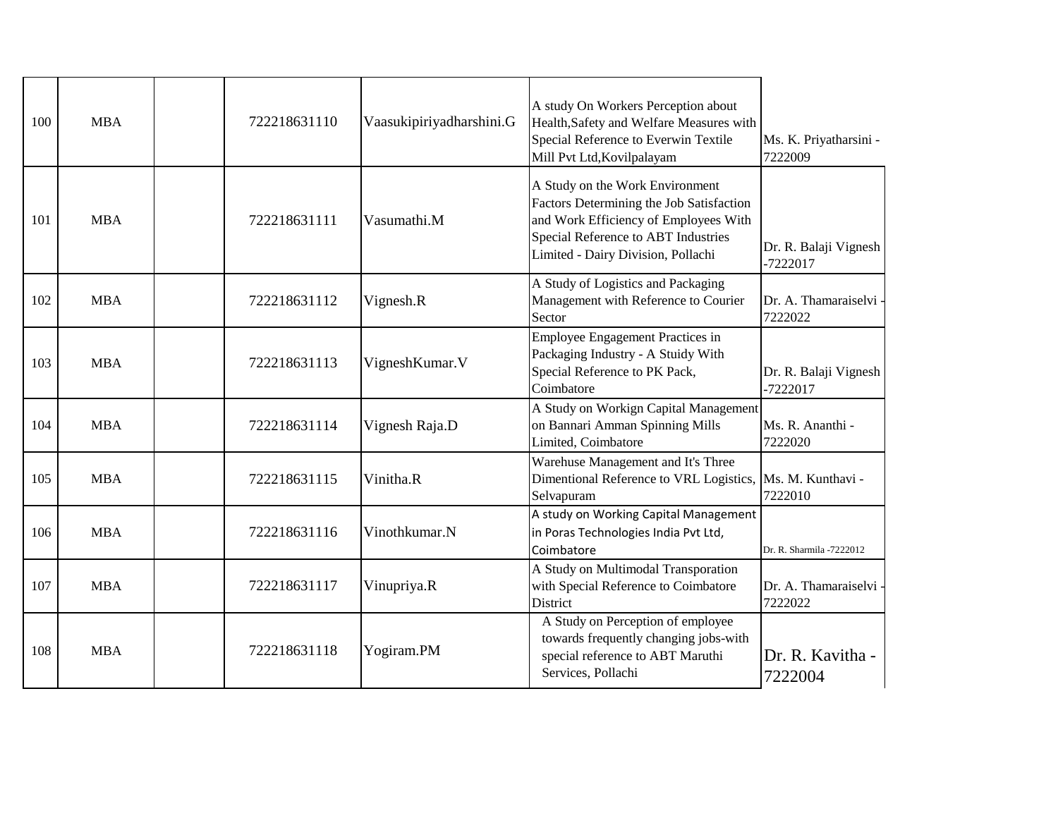| | | | | | | |
|---|---|---|---|---|---|---|
| 100 | MBA | | 722218631110 | Vaasukipiriyadharshini.G | A study On Workers Perception about Health,Safety and Welfare Measures with Special Reference to Everwin Textile Mill Pvt Ltd,Kovilpalayam | Ms. K. Priyatharsini - 7222009 |
| 101 | MBA | | 722218631111 | Vasumathi.M | A Study on the Work Environment Factors Determining the Job Satisfaction and Work Efficiency of Employees With Special Reference to ABT Industries Limited - Dairy Division, Pollachi | Dr. R. Balaji Vignesh -7222017 |
| 102 | MBA | | 722218631112 | Vignesh.R | A Study of Logistics and Packaging Management with Reference to Courier Sector | Dr. A. Thamaraiselvi - 7222022 |
| 103 | MBA | | 722218631113 | VigneshKumar.V | Employee Engagement Practices in Packaging Industry - A Stuidy With Special Reference to PK Pack, Coimbatore | Dr. R. Balaji Vignesh -7222017 |
| 104 | MBA | | 722218631114 | Vignesh Raja.D | A Study on Workign Capital Management on Bannari Amman Spinning Mills Limited, Coimbatore | Ms. R. Ananthi - 7222020 |
| 105 | MBA | | 722218631115 | Vinitha.R | Warehuse Management and It's Three Dimentional Reference to VRL Logistics, Selvapuram | Ms. M. Kunthavi - 7222010 |
| 106 | MBA | | 722218631116 | Vinothkumar.N | A study on Working Capital Management in Poras Technologies India Pvt Ltd, Coimbatore | Dr. R. Sharmila -7222012 |
| 107 | MBA | | 722218631117 | Vinupriya.R | A Study on Multimodal Transporation with Special Reference to Coimbatore District | Dr. A. Thamaraiselvi - 7222022 |
| 108 | MBA | | 722218631118 | Yogiram.PM | A Study on Perception of employee towards frequently changing jobs-with special reference to ABT Maruthi Services, Pollachi | Dr. R. Kavitha - 7222004 |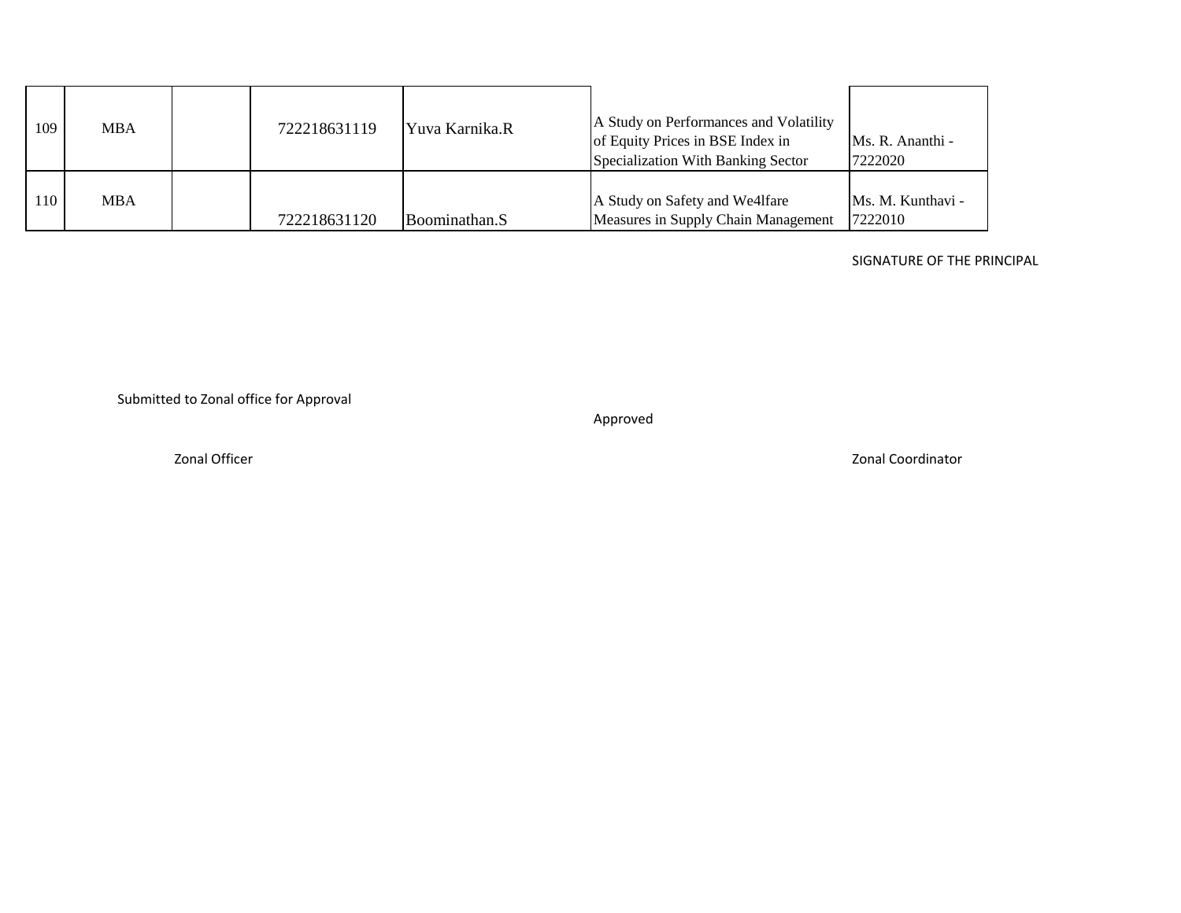| | | | | | | |
|---|---|---|---|---|---|---|
| 109 | MBA | | 722218631119 | Yuva Karnika.R | A Study on Performances and Volatility of Equity Prices in BSE Index in Specialization With Banking Sector | Ms. R. Ananthi - 7222020 |
| 110 | MBA | | 722218631120 | Boominathan.S | A Study on Safety and We4lfare Measures in Supply Chain Management | Ms. M. Kunthavi - 7222010 |

SIGNATURE OF THE PRINCIPAL

Submitted to Zonal office for Approval

Approved

Zonal Officer

Zonal Coordinator